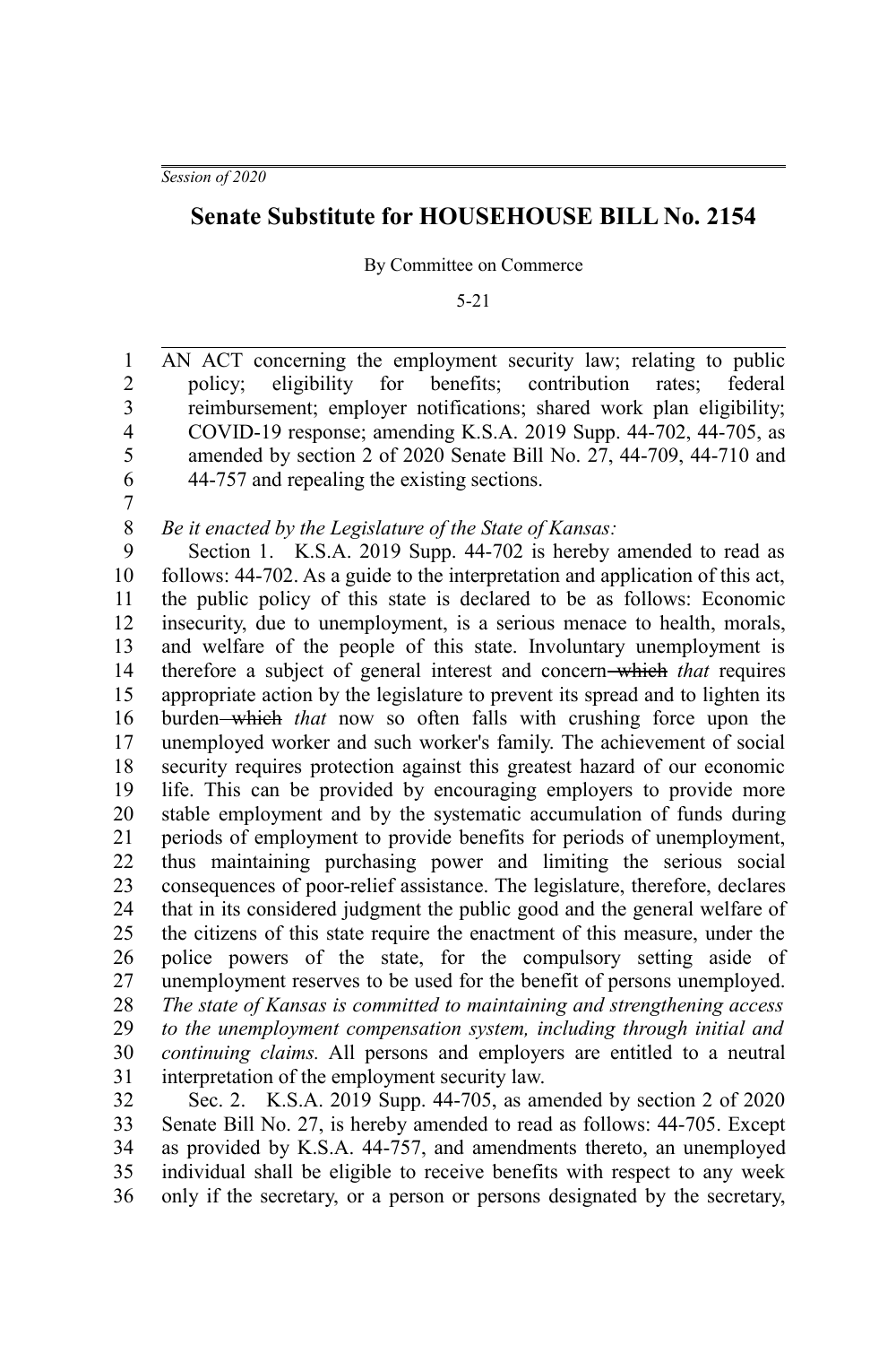*Session of 2020*

# Senate Substitute for HOUSEHOUSE BILL No. 2154

By Committee on Commerce

5-21

AN ACT concerning the employment security law; relating to public policy; eligibility for benefits; contribution rates; federal reimbursement; employer notifications; shared work plan eligibility; COVID-19 response; amending K.S.A. 2019 Supp. 44-702, 44-705, as amended by section 2 of 2020 Senate Bill No. 27, 44-709, 44-710 and 44-757 and repealing the existing sections.

*Be it enacted by the Legislature of the State of Kansas:*

Section 1. K.S.A. 2019 Supp. 44-702 is hereby amended to read as follows: 44-702. As a guide to the interpretation and application of this act, the public policy of this state is declared to be as follows: Economic insecurity, due to unemployment, is a serious menace to health, morals, and welfare of the people of this state. Involuntary unemployment is therefore a subject of general interest and concern ~~which~~ *that* requires appropriate action by the legislature to prevent its spread and to lighten its burden ~~which~~ *that* now so often falls with crushing force upon the unemployed worker and such worker's family. The achievement of social security requires protection against this greatest hazard of our economic life. This can be provided by encouraging employers to provide more stable employment and by the systematic accumulation of funds during periods of employment to provide benefits for periods of unemployment, thus maintaining purchasing power and limiting the serious social consequences of poor-relief assistance. The legislature, therefore, declares that in its considered judgment the public good and the general welfare of the citizens of this state require the enactment of this measure, under the police powers of the state, for the compulsory setting aside of unemployment reserves to be used for the benefit of persons unemployed. *The state of Kansas is committed to maintaining and strengthening access to the unemployment compensation system, including through initial and continuing claims.* All persons and employers are entitled to a neutral interpretation of the employment security law.

Sec. 2. K.S.A. 2019 Supp. 44-705, as amended by section 2 of 2020 Senate Bill No. 27, is hereby amended to read as follows: 44-705. Except as provided by K.S.A. 44-757, and amendments thereto, an unemployed individual shall be eligible to receive benefits with respect to any week only if the secretary, or a person or persons designated by the secretary,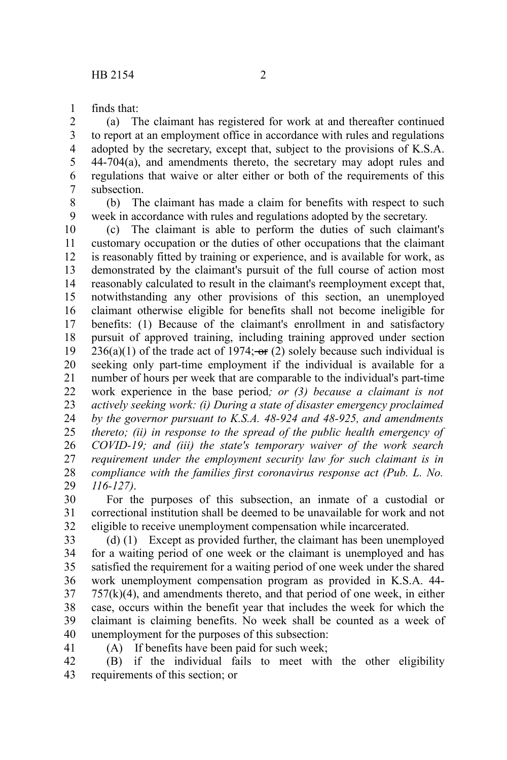finds that:

(a) The claimant has registered for work at and thereafter continued to report at an employment office in accordance with rules and regulations adopted by the secretary, except that, subject to the provisions of K.S.A. 44-704(a), and amendments thereto, the secretary may adopt rules and regulations that waive or alter either or both of the requirements of this subsection.

(b) The claimant has made a claim for benefits with respect to such week in accordance with rules and regulations adopted by the secretary.

(c) The claimant is able to perform the duties of such claimant's customary occupation or the duties of other occupations that the claimant is reasonably fitted by training or experience, and is available for work, as demonstrated by the claimant's pursuit of the full course of action most reasonably calculated to result in the claimant's reemployment except that, notwithstanding any other provisions of this section, an unemployed claimant otherwise eligible for benefits shall not become ineligible for benefits: (1) Because of the claimant's enrollment in and satisfactory pursuit of approved training, including training approved under section 236(a)(1) of the trade act of 1974; ~~or~~ (2) solely because such individual is seeking only part-time employment if the individual is available for a number of hours per week that are comparable to the individual's part-time work experience in the base period*; or (3) because a claimant is not actively seeking work: (i) During a state of disaster emergency proclaimed by the governor pursuant to K.S.A. 48-924 and 48-925, and amendments thereto; (ii) in response to the spread of the public health emergency of COVID-19; and (iii) the state's temporary waiver of the work search requirement under the employment security law for such claimant is in compliance with the families first coronavirus response act (Pub. L. No. 116-127)*.

For the purposes of this subsection, an inmate of a custodial or correctional institution shall be deemed to be unavailable for work and not eligible to receive unemployment compensation while incarcerated.

(d) (1) Except as provided further, the claimant has been unemployed for a waiting period of one week or the claimant is unemployed and has satisfied the requirement for a waiting period of one week under the shared work unemployment compensation program as provided in K.S.A. 44-757(k)(4), and amendments thereto, and that period of one week, in either case, occurs within the benefit year that includes the week for which the claimant is claiming benefits. No week shall be counted as a week of unemployment for the purposes of this subsection:

(A) If benefits have been paid for such week;

(B) if the individual fails to meet with the other eligibility requirements of this section; or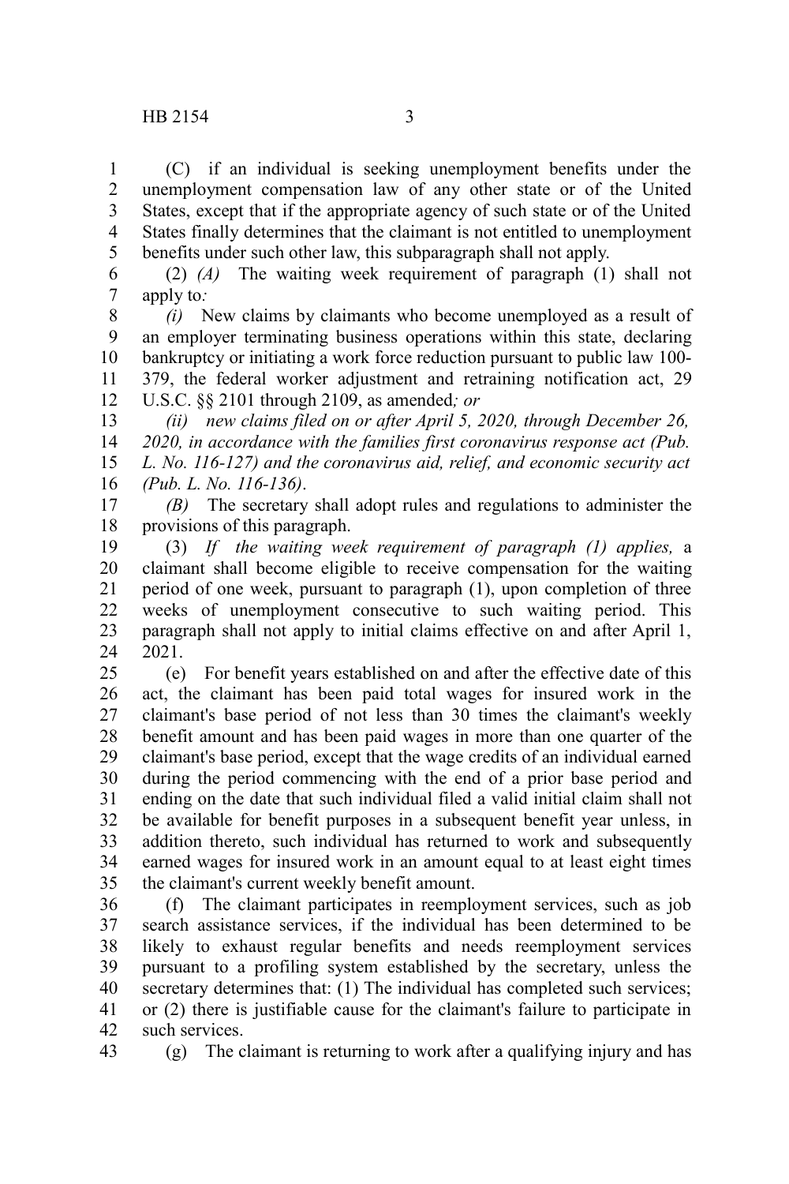(C) if an individual is seeking unemployment benefits under the unemployment compensation law of any other state or of the United States, except that if the appropriate agency of such state or of the United States finally determines that the claimant is not entitled to unemployment benefits under such other law, this subparagraph shall not apply.

(2) *(A)* The waiting week requirement of paragraph (1) shall not apply to*:*

*(i)* New claims by claimants who become unemployed as a result of an employer terminating business operations within this state, declaring bankruptcy or initiating a work force reduction pursuant to public law 100-379, the federal worker adjustment and retraining notification act, 29 U.S.C. §§ 2101 through 2109, as amended*; or*

*(ii) new claims filed on or after April 5, 2020, through December 26, 2020, in accordance with the families first coronavirus response act (Pub. L. No. 116-127) and the coronavirus aid, relief, and economic security act (Pub. L. No. 116-136)*.

*(B)* The secretary shall adopt rules and regulations to administer the provisions of this paragraph.

(3) *If the waiting week requirement of paragraph (1) applies,* a claimant shall become eligible to receive compensation for the waiting period of one week, pursuant to paragraph (1), upon completion of three weeks of unemployment consecutive to such waiting period. This paragraph shall not apply to initial claims effective on and after April 1, 2021.

(e) For benefit years established on and after the effective date of this act, the claimant has been paid total wages for insured work in the claimant's base period of not less than 30 times the claimant's weekly benefit amount and has been paid wages in more than one quarter of the claimant's base period, except that the wage credits of an individual earned during the period commencing with the end of a prior base period and ending on the date that such individual filed a valid initial claim shall not be available for benefit purposes in a subsequent benefit year unless, in addition thereto, such individual has returned to work and subsequently earned wages for insured work in an amount equal to at least eight times the claimant's current weekly benefit amount.

(f) The claimant participates in reemployment services, such as job search assistance services, if the individual has been determined to be likely to exhaust regular benefits and needs reemployment services pursuant to a profiling system established by the secretary, unless the secretary determines that: (1) The individual has completed such services; or (2) there is justifiable cause for the claimant's failure to participate in such services.

(g) The claimant is returning to work after a qualifying injury and has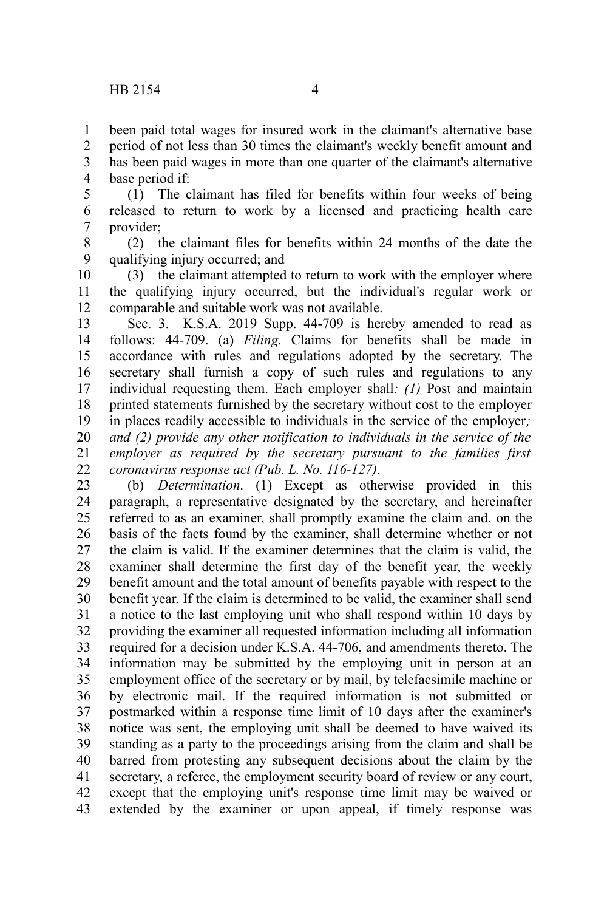been paid total wages for insured work in the claimant's alternative base period of not less than 30 times the claimant's weekly benefit amount and has been paid wages in more than one quarter of the claimant's alternative base period if:

(1) The claimant has filed for benefits within four weeks of being released to return to work by a licensed and practicing health care provider;

(2) the claimant files for benefits within 24 months of the date the qualifying injury occurred; and

(3) the claimant attempted to return to work with the employer where the qualifying injury occurred, but the individual's regular work or comparable and suitable work was not available.

Sec. 3. K.S.A. 2019 Supp. 44-709 is hereby amended to read as follows: 44-709. (a) *Filing*. Claims for benefits shall be made in accordance with rules and regulations adopted by the secretary. The secretary shall furnish a copy of such rules and regulations to any individual requesting them. Each employer shall*: (1)* Post and maintain printed statements furnished by the secretary without cost to the employer in places readily accessible to individuals in the service of the employer*; and (2) provide any other notification to individuals in the service of the employer as required by the secretary pursuant to the families first coronavirus response act (Pub. L. No. 116-127)*.

(b) *Determination*. (1) Except as otherwise provided in this paragraph, a representative designated by the secretary, and hereinafter referred to as an examiner, shall promptly examine the claim and, on the basis of the facts found by the examiner, shall determine whether or not the claim is valid. If the examiner determines that the claim is valid, the examiner shall determine the first day of the benefit year, the weekly benefit amount and the total amount of benefits payable with respect to the benefit year. If the claim is determined to be valid, the examiner shall send a notice to the last employing unit who shall respond within 10 days by providing the examiner all requested information including all information required for a decision under K.S.A. 44-706, and amendments thereto. The information may be submitted by the employing unit in person at an employment office of the secretary or by mail, by telefacsimile machine or by electronic mail. If the required information is not submitted or postmarked within a response time limit of 10 days after the examiner's notice was sent, the employing unit shall be deemed to have waived its standing as a party to the proceedings arising from the claim and shall be barred from protesting any subsequent decisions about the claim by the secretary, a referee, the employment security board of review or any court, except that the employing unit's response time limit may be waived or extended by the examiner or upon appeal, if timely response was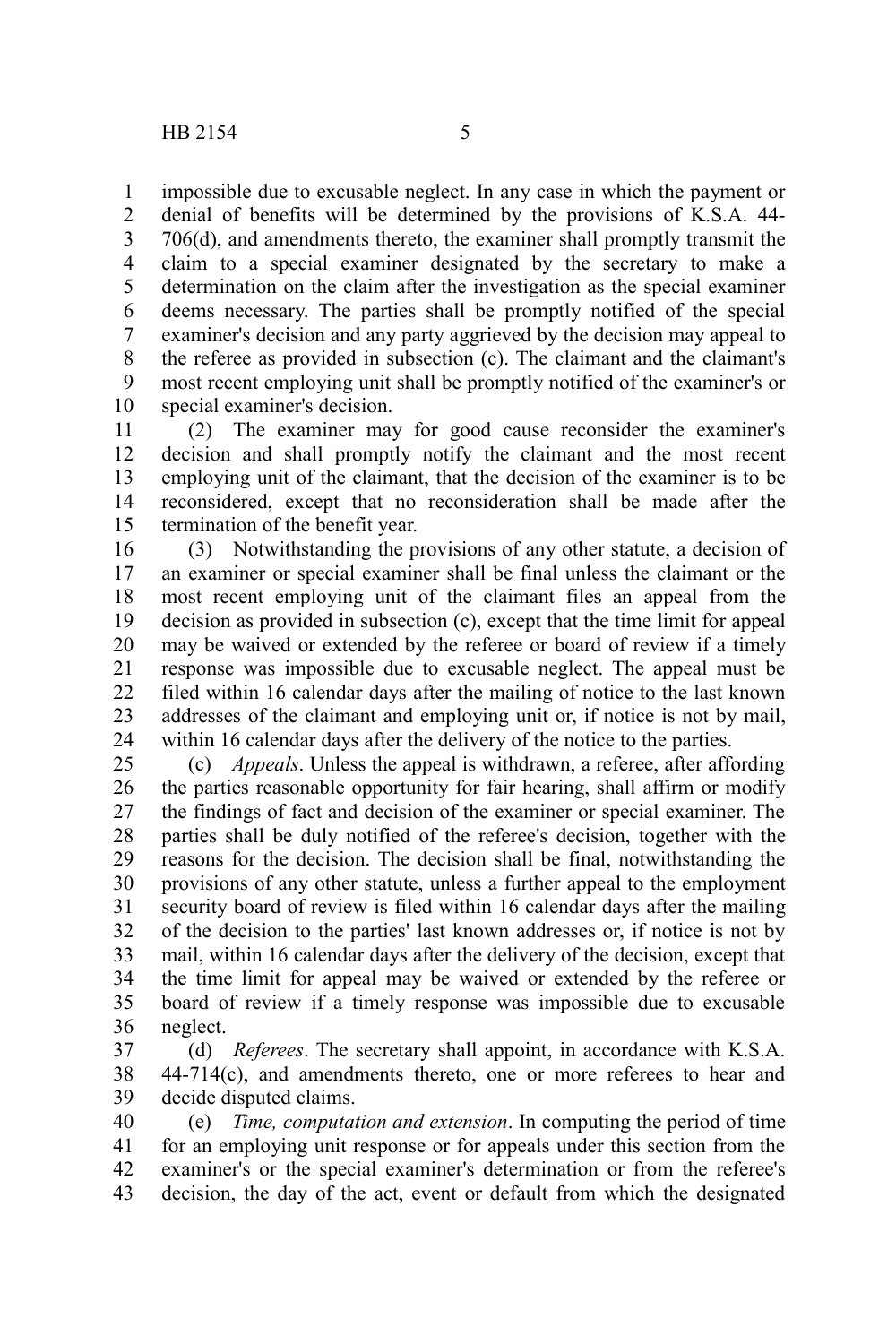impossible due to excusable neglect. In any case in which the payment or denial of benefits will be determined by the provisions of K.S.A. 44-706(d), and amendments thereto, the examiner shall promptly transmit the claim to a special examiner designated by the secretary to make a determination on the claim after the investigation as the special examiner deems necessary. The parties shall be promptly notified of the special examiner's decision and any party aggrieved by the decision may appeal to the referee as provided in subsection (c). The claimant and the claimant's most recent employing unit shall be promptly notified of the examiner's or special examiner's decision.

(2) The examiner may for good cause reconsider the examiner's decision and shall promptly notify the claimant and the most recent employing unit of the claimant, that the decision of the examiner is to be reconsidered, except that no reconsideration shall be made after the termination of the benefit year.

(3) Notwithstanding the provisions of any other statute, a decision of an examiner or special examiner shall be final unless the claimant or the most recent employing unit of the claimant files an appeal from the decision as provided in subsection (c), except that the time limit for appeal may be waived or extended by the referee or board of review if a timely response was impossible due to excusable neglect. The appeal must be filed within 16 calendar days after the mailing of notice to the last known addresses of the claimant and employing unit or, if notice is not by mail, within 16 calendar days after the delivery of the notice to the parties.

(c) *Appeals*. Unless the appeal is withdrawn, a referee, after affording the parties reasonable opportunity for fair hearing, shall affirm or modify the findings of fact and decision of the examiner or special examiner. The parties shall be duly notified of the referee's decision, together with the reasons for the decision. The decision shall be final, notwithstanding the provisions of any other statute, unless a further appeal to the employment security board of review is filed within 16 calendar days after the mailing of the decision to the parties' last known addresses or, if notice is not by mail, within 16 calendar days after the delivery of the decision, except that the time limit for appeal may be waived or extended by the referee or board of review if a timely response was impossible due to excusable neglect.

(d) *Referees*. The secretary shall appoint, in accordance with K.S.A. 44-714(c), and amendments thereto, one or more referees to hear and decide disputed claims.

(e) *Time, computation and extension*. In computing the period of time for an employing unit response or for appeals under this section from the examiner's or the special examiner's determination or from the referee's decision, the day of the act, event or default from which the designated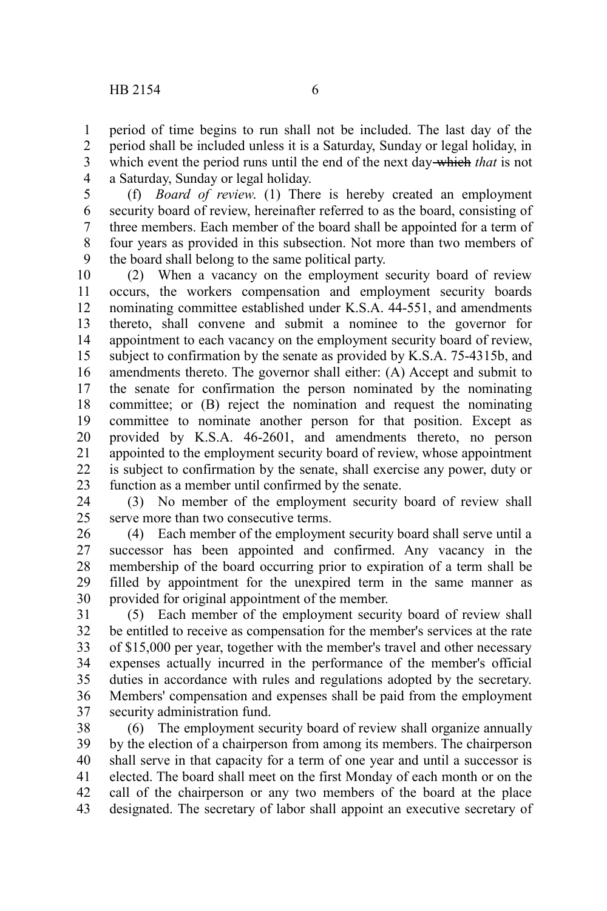period of time begins to run shall not be included. The last day of the period shall be included unless it is a Saturday, Sunday or legal holiday, in which event the period runs until the end of the next day ~~which~~ *that* is not a Saturday, Sunday or legal holiday.

(f) *Board of review.* (1) There is hereby created an employment security board of review, hereinafter referred to as the board, consisting of three members. Each member of the board shall be appointed for a term of four years as provided in this subsection. Not more than two members of the board shall belong to the same political party.

(2) When a vacancy on the employment security board of review occurs, the workers compensation and employment security boards nominating committee established under K.S.A. 44-551, and amendments thereto, shall convene and submit a nominee to the governor for appointment to each vacancy on the employment security board of review, subject to confirmation by the senate as provided by K.S.A. 75-4315b, and amendments thereto. The governor shall either: (A) Accept and submit to the senate for confirmation the person nominated by the nominating committee; or (B) reject the nomination and request the nominating committee to nominate another person for that position. Except as provided by K.S.A. 46-2601, and amendments thereto, no person appointed to the employment security board of review, whose appointment is subject to confirmation by the senate, shall exercise any power, duty or function as a member until confirmed by the senate.

(3) No member of the employment security board of review shall serve more than two consecutive terms.

(4) Each member of the employment security board shall serve until a successor has been appointed and confirmed. Any vacancy in the membership of the board occurring prior to expiration of a term shall be filled by appointment for the unexpired term in the same manner as provided for original appointment of the member.

(5) Each member of the employment security board of review shall be entitled to receive as compensation for the member's services at the rate of $15,000 per year, together with the member's travel and other necessary expenses actually incurred in the performance of the member's official duties in accordance with rules and regulations adopted by the secretary. Members' compensation and expenses shall be paid from the employment security administration fund.

(6) The employment security board of review shall organize annually by the election of a chairperson from among its members. The chairperson shall serve in that capacity for a term of one year and until a successor is elected. The board shall meet on the first Monday of each month or on the call of the chairperson or any two members of the board at the place designated. The secretary of labor shall appoint an executive secretary of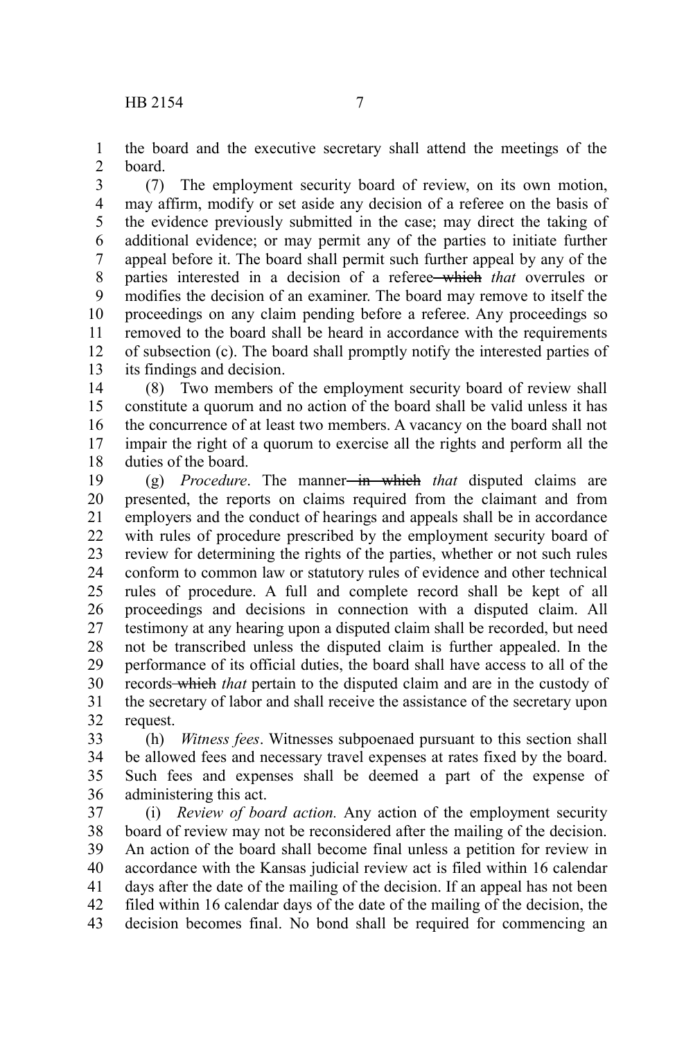the board and the executive secretary shall attend the meetings of the board.

(7) The employment security board of review, on its own motion, may affirm, modify or set aside any decision of a referee on the basis of the evidence previously submitted in the case; may direct the taking of additional evidence; or may permit any of the parties to initiate further appeal before it. The board shall permit such further appeal by any of the parties interested in a decision of a referee ~~which~~ *that* overrules or modifies the decision of an examiner. The board may remove to itself the proceedings on any claim pending before a referee. Any proceedings so removed to the board shall be heard in accordance with the requirements of subsection (c). The board shall promptly notify the interested parties of its findings and decision.

(8) Two members of the employment security board of review shall constitute a quorum and no action of the board shall be valid unless it has the concurrence of at least two members. A vacancy on the board shall not impair the right of a quorum to exercise all the rights and perform all the duties of the board.

(g) *Procedure*. The manner ~~in which~~ *that* disputed claims are presented, the reports on claims required from the claimant and from employers and the conduct of hearings and appeals shall be in accordance with rules of procedure prescribed by the employment security board of review for determining the rights of the parties, whether or not such rules conform to common law or statutory rules of evidence and other technical rules of procedure. A full and complete record shall be kept of all proceedings and decisions in connection with a disputed claim. All testimony at any hearing upon a disputed claim shall be recorded, but need not be transcribed unless the disputed claim is further appealed. In the performance of its official duties, the board shall have access to all of the records ~~which~~ *that* pertain to the disputed claim and are in the custody of the secretary of labor and shall receive the assistance of the secretary upon request.

(h) *Witness fees*. Witnesses subpoenaed pursuant to this section shall be allowed fees and necessary travel expenses at rates fixed by the board. Such fees and expenses shall be deemed a part of the expense of administering this act.

(i) *Review of board action.* Any action of the employment security board of review may not be reconsidered after the mailing of the decision. An action of the board shall become final unless a petition for review in accordance with the Kansas judicial review act is filed within 16 calendar days after the date of the mailing of the decision. If an appeal has not been filed within 16 calendar days of the date of the mailing of the decision, the decision becomes final. No bond shall be required for commencing an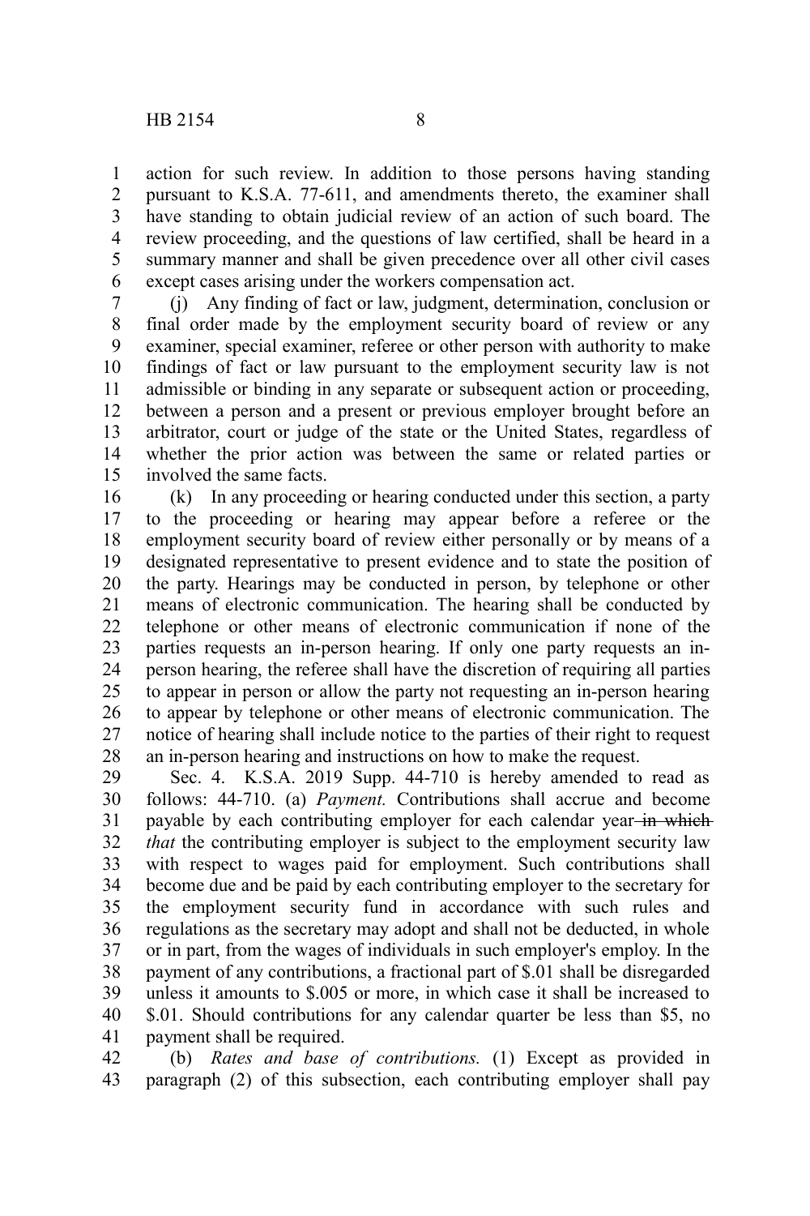action for such review. In addition to those persons having standing pursuant to K.S.A. 77-611, and amendments thereto, the examiner shall have standing to obtain judicial review of an action of such board. The review proceeding, and the questions of law certified, shall be heard in a summary manner and shall be given precedence over all other civil cases except cases arising under the workers compensation act.

(j) Any finding of fact or law, judgment, determination, conclusion or final order made by the employment security board of review or any examiner, special examiner, referee or other person with authority to make findings of fact or law pursuant to the employment security law is not admissible or binding in any separate or subsequent action or proceeding, between a person and a present or previous employer brought before an arbitrator, court or judge of the state or the United States, regardless of whether the prior action was between the same or related parties or involved the same facts.

(k) In any proceeding or hearing conducted under this section, a party to the proceeding or hearing may appear before a referee or the employment security board of review either personally or by means of a designated representative to present evidence and to state the position of the party. Hearings may be conducted in person, by telephone or other means of electronic communication. The hearing shall be conducted by telephone or other means of electronic communication if none of the parties requests an in-person hearing. If only one party requests an in-person hearing, the referee shall have the discretion of requiring all parties to appear in person or allow the party not requesting an in-person hearing to appear by telephone or other means of electronic communication. The notice of hearing shall include notice to the parties of their right to request an in-person hearing and instructions on how to make the request.

Sec. 4. K.S.A. 2019 Supp. 44-710 is hereby amended to read as follows: 44-710. (a) *Payment.* Contributions shall accrue and become payable by each contributing employer for each calendar year ~~in which~~ *that* the contributing employer is subject to the employment security law with respect to wages paid for employment. Such contributions shall become due and be paid by each contributing employer to the secretary for the employment security fund in accordance with such rules and regulations as the secretary may adopt and shall not be deducted, in whole or in part, from the wages of individuals in such employer's employ. In the payment of any contributions, a fractional part of $.01 shall be disregarded unless it amounts to $.005 or more, in which case it shall be increased to $.01. Should contributions for any calendar quarter be less than $5, no payment shall be required.

(b) *Rates and base of contributions.* (1) Except as provided in paragraph (2) of this subsection, each contributing employer shall pay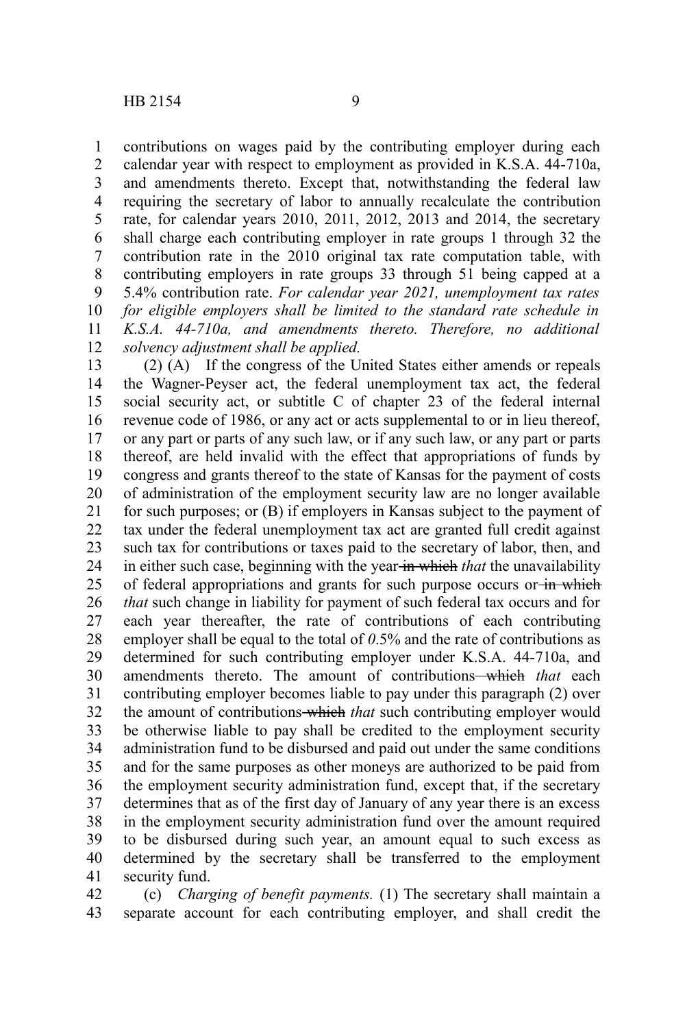contributions on wages paid by the contributing employer during each calendar year with respect to employment as provided in K.S.A. 44-710a, and amendments thereto. Except that, notwithstanding the federal law requiring the secretary of labor to annually recalculate the contribution rate, for calendar years 2010, 2011, 2012, 2013 and 2014, the secretary shall charge each contributing employer in rate groups 1 through 32 the contribution rate in the 2010 original tax rate computation table, with contributing employers in rate groups 33 through 51 being capped at a 5.4% contribution rate. *For calendar year 2021, unemployment tax rates for eligible employers shall be limited to the standard rate schedule in K.S.A. 44-710a, and amendments thereto. Therefore, no additional solvency adjustment shall be applied.*

(2) (A) If the congress of the United States either amends or repeals the Wagner-Peyser act, the federal unemployment tax act, the federal social security act, or subtitle C of chapter 23 of the federal internal revenue code of 1986, or any act or acts supplemental to or in lieu thereof, or any part or parts of any such law, or if any such law, or any part or parts thereof, are held invalid with the effect that appropriations of funds by congress and grants thereof to the state of Kansas for the payment of costs of administration of the employment security law are no longer available for such purposes; or (B) if employers in Kansas subject to the payment of tax under the federal unemployment tax act are granted full credit against such tax for contributions or taxes paid to the secretary of labor, then, and in either such case, beginning with the year ~~in which~~ *that* the unavailability of federal appropriations and grants for such purpose occurs or ~~in which~~ *that* such change in liability for payment of such federal tax occurs and for each year thereafter, the rate of contributions of each contributing employer shall be equal to the total of *0*.5% and the rate of contributions as determined for such contributing employer under K.S.A. 44-710a, and amendments thereto. The amount of contributions ~~which~~ *that* each contributing employer becomes liable to pay under this paragraph (2) over the amount of contributions ~~which~~ *that* such contributing employer would be otherwise liable to pay shall be credited to the employment security administration fund to be disbursed and paid out under the same conditions and for the same purposes as other moneys are authorized to be paid from the employment security administration fund, except that, if the secretary determines that as of the first day of January of any year there is an excess in the employment security administration fund over the amount required to be disbursed during such year, an amount equal to such excess as determined by the secretary shall be transferred to the employment security fund.

(c) *Charging of benefit payments.* (1) The secretary shall maintain a separate account for each contributing employer, and shall credit the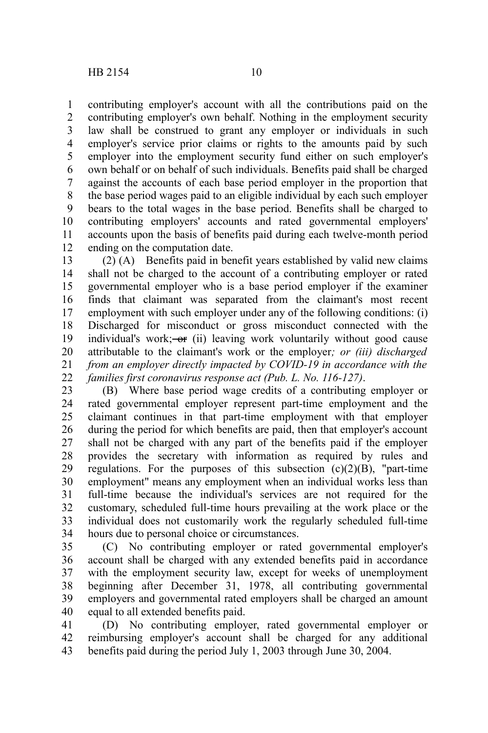contributing employer's account with all the contributions paid on the contributing employer's own behalf. Nothing in the employment security law shall be construed to grant any employer or individuals in such employer's service prior claims or rights to the amounts paid by such employer into the employment security fund either on such employer's own behalf or on behalf of such individuals. Benefits paid shall be charged against the accounts of each base period employer in the proportion that the base period wages paid to an eligible individual by each such employer bears to the total wages in the base period. Benefits shall be charged to contributing employers' accounts and rated governmental employers' accounts upon the basis of benefits paid during each twelve-month period ending on the computation date.

(2) (A) Benefits paid in benefit years established by valid new claims shall not be charged to the account of a contributing employer or rated governmental employer who is a base period employer if the examiner finds that claimant was separated from the claimant's most recent employment with such employer under any of the following conditions: (i) Discharged for misconduct or gross misconduct connected with the individual's work; ~~or~~ (ii) leaving work voluntarily without good cause attributable to the claimant's work or the employer*; or (iii) discharged from an employer directly impacted by COVID-19 in accordance with the families first coronavirus response act (Pub. L. No. 116-127)*.

(B) Where base period wage credits of a contributing employer or rated governmental employer represent part-time employment and the claimant continues in that part-time employment with that employer during the period for which benefits are paid, then that employer's account shall not be charged with any part of the benefits paid if the employer provides the secretary with information as required by rules and regulations. For the purposes of this subsection (c)(2)(B), "part-time employment" means any employment when an individual works less than full-time because the individual's services are not required for the customary, scheduled full-time hours prevailing at the work place or the individual does not customarily work the regularly scheduled full-time hours due to personal choice or circumstances.

(C) No contributing employer or rated governmental employer's account shall be charged with any extended benefits paid in accordance with the employment security law, except for weeks of unemployment beginning after December 31, 1978, all contributing governmental employers and governmental rated employers shall be charged an amount equal to all extended benefits paid.

(D) No contributing employer, rated governmental employer or reimbursing employer's account shall be charged for any additional benefits paid during the period July 1, 2003 through June 30, 2004.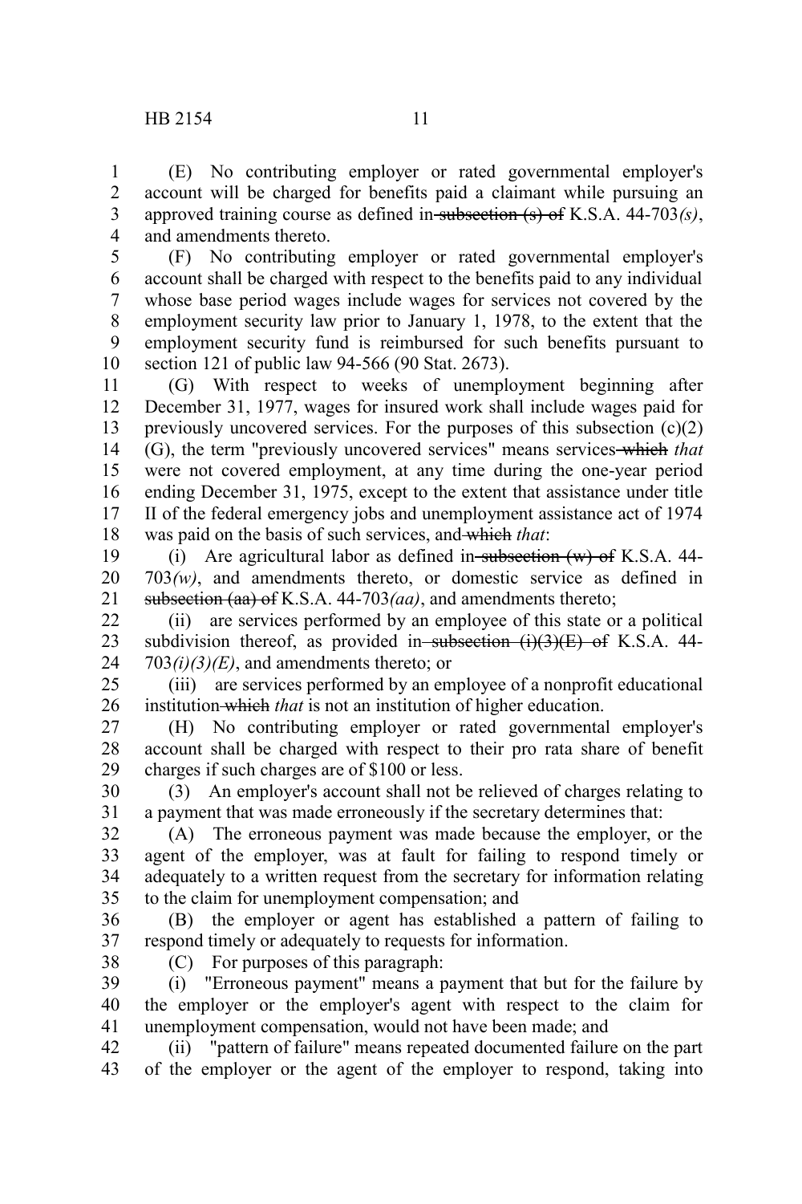(E) No contributing employer or rated governmental employer's account will be charged for benefits paid a claimant while pursuing an approved training course as defined in ~~subsection (s) of~~ K.S.A. 44-703*(s)*, and amendments thereto.

(F) No contributing employer or rated governmental employer's account shall be charged with respect to the benefits paid to any individual whose base period wages include wages for services not covered by the employment security law prior to January 1, 1978, to the extent that the employment security fund is reimbursed for such benefits pursuant to section 121 of public law 94-566 (90 Stat. 2673).

(G) With respect to weeks of unemployment beginning after December 31, 1977, wages for insured work shall include wages paid for previously uncovered services. For the purposes of this subsection (c)(2)(G), the term "previously uncovered services" means services ~~which~~ *that* were not covered employment, at any time during the one-year period ending December 31, 1975, except to the extent that assistance under title II of the federal emergency jobs and unemployment assistance act of 1974 was paid on the basis of such services, and ~~which~~ *that*:

(i) Are agricultural labor as defined in ~~subsection (w) of~~ K.S.A. 44-703*(w)*, and amendments thereto, or domestic service as defined in ~~subsection (aa) of~~ K.S.A. 44-703*(aa)*, and amendments thereto;

(ii) are services performed by an employee of this state or a political subdivision thereof, as provided in ~~subsection (i)(3)(E) of~~ K.S.A. 44-703*(i)(3)(E)*, and amendments thereto; or

(iii) are services performed by an employee of a nonprofit educational institution ~~which~~ *that* is not an institution of higher education.

(H) No contributing employer or rated governmental employer's account shall be charged with respect to their pro rata share of benefit charges if such charges are of $100 or less.

(3) An employer's account shall not be relieved of charges relating to a payment that was made erroneously if the secretary determines that:

(A) The erroneous payment was made because the employer, or the agent of the employer, was at fault for failing to respond timely or adequately to a written request from the secretary for information relating to the claim for unemployment compensation; and

(B) the employer or agent has established a pattern of failing to respond timely or adequately to requests for information.

(C) For purposes of this paragraph:

(i) "Erroneous payment" means a payment that but for the failure by the employer or the employer's agent with respect to the claim for unemployment compensation, would not have been made; and

(ii) "pattern of failure" means repeated documented failure on the part of the employer or the agent of the employer to respond, taking into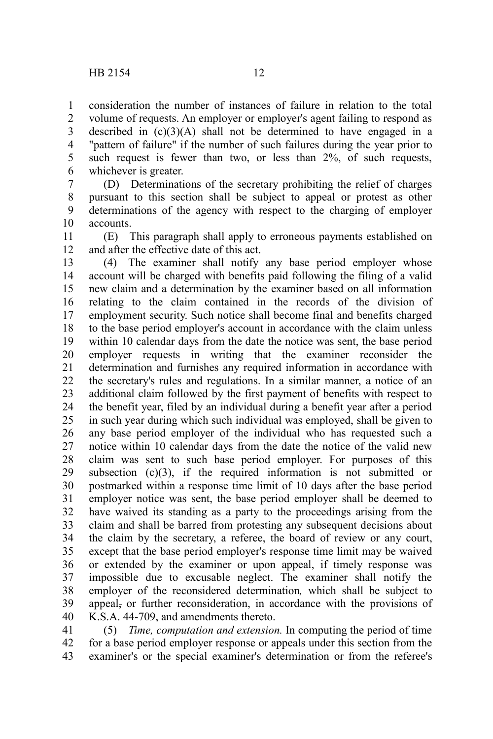consideration the number of instances of failure in relation to the total volume of requests. An employer or employer's agent failing to respond as described in (c)(3)(A) shall not be determined to have engaged in a "pattern of failure" if the number of such failures during the year prior to such request is fewer than two, or less than 2%, of such requests, whichever is greater.

(D) Determinations of the secretary prohibiting the relief of charges pursuant to this section shall be subject to appeal or protest as other determinations of the agency with respect to the charging of employer accounts.

(E) This paragraph shall apply to erroneous payments established on and after the effective date of this act.

(4) The examiner shall notify any base period employer whose account will be charged with benefits paid following the filing of a valid new claim and a determination by the examiner based on all information relating to the claim contained in the records of the division of employment security. Such notice shall become final and benefits charged to the base period employer's account in accordance with the claim unless within 10 calendar days from the date the notice was sent, the base period employer requests in writing that the examiner reconsider the determination and furnishes any required information in accordance with the secretary's rules and regulations. In a similar manner, a notice of an additional claim followed by the first payment of benefits with respect to the benefit year, filed by an individual during a benefit year after a period in such year during which such individual was employed, shall be given to any base period employer of the individual who has requested such a notice within 10 calendar days from the date the notice of the valid new claim was sent to such base period employer. For purposes of this subsection (c)(3), if the required information is not submitted or postmarked within a response time limit of 10 days after the base period employer notice was sent, the base period employer shall be deemed to have waived its standing as a party to the proceedings arising from the claim and shall be barred from protesting any subsequent decisions about the claim by the secretary, a referee, the board of review or any court, except that the base period employer's response time limit may be waived or extended by the examiner or upon appeal, if timely response was impossible due to excusable neglect. The examiner shall notify the employer of the reconsidered determination*,* which shall be subject to appeal~~,~~ or further reconsideration, in accordance with the provisions of K.S.A. 44-709, and amendments thereto.

(5) *Time, computation and extension.* In computing the period of time for a base period employer response or appeals under this section from the examiner's or the special examiner's determination or from the referee's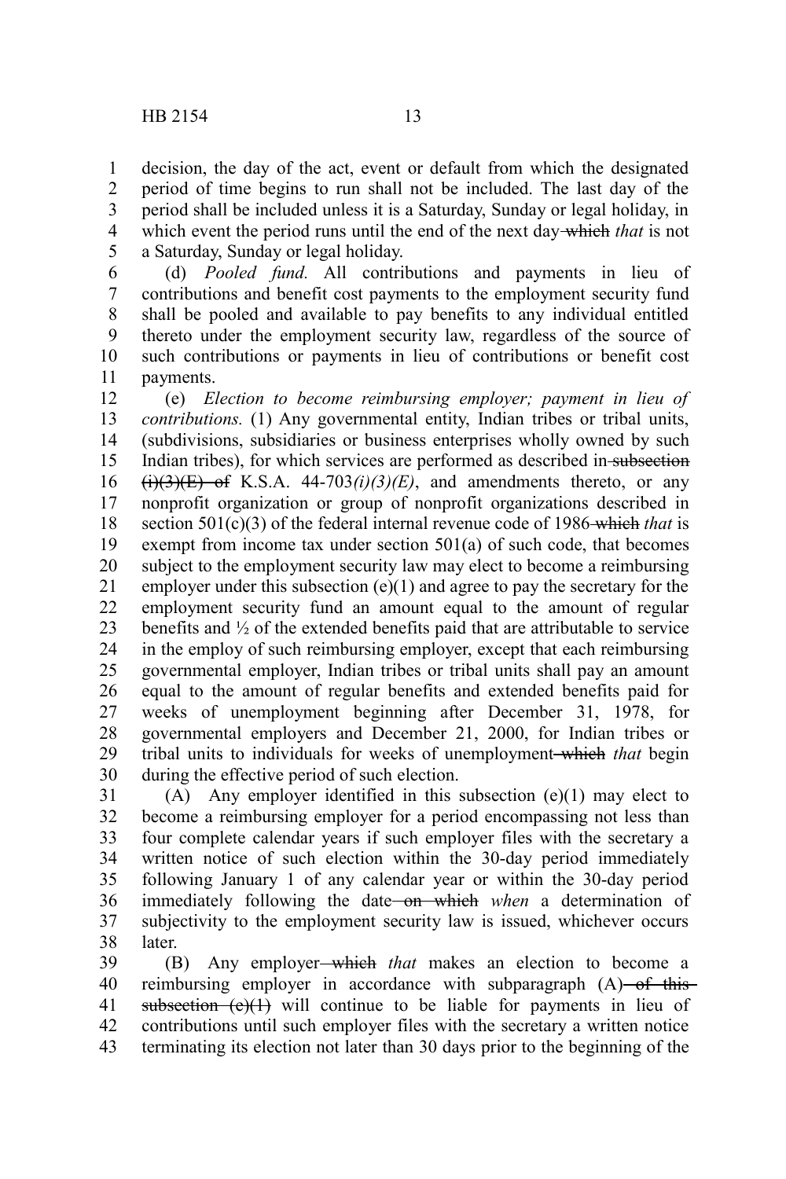decision, the day of the act, event or default from which the designated period of time begins to run shall not be included. The last day of the period shall be included unless it is a Saturday, Sunday or legal holiday, in which event the period runs until the end of the next day ~~which~~ *that* is not a Saturday, Sunday or legal holiday.

(d) *Pooled fund.* All contributions and payments in lieu of contributions and benefit cost payments to the employment security fund shall be pooled and available to pay benefits to any individual entitled thereto under the employment security law, regardless of the source of such contributions or payments in lieu of contributions or benefit cost payments.

(e) *Election to become reimbursing employer; payment in lieu of contributions.* (1) Any governmental entity, Indian tribes or tribal units, (subdivisions, subsidiaries or business enterprises wholly owned by such Indian tribes), for which services are performed as described in ~~subsection (i)(3)(E) of~~ K.S.A. 44-703*(i)(3)(E)*, and amendments thereto, or any nonprofit organization or group of nonprofit organizations described in section 501(c)(3) of the federal internal revenue code of 1986 ~~which~~ *that* is exempt from income tax under section 501(a) of such code, that becomes subject to the employment security law may elect to become a reimbursing employer under this subsection (e)(1) and agree to pay the secretary for the employment security fund an amount equal to the amount of regular benefits and ½ of the extended benefits paid that are attributable to service in the employ of such reimbursing employer, except that each reimbursing governmental employer, Indian tribes or tribal units shall pay an amount equal to the amount of regular benefits and extended benefits paid for weeks of unemployment beginning after December 31, 1978, for governmental employers and December 21, 2000, for Indian tribes or tribal units to individuals for weeks of unemployment ~~which~~ *that* begin during the effective period of such election.

(A) Any employer identified in this subsection (e)(1) may elect to become a reimbursing employer for a period encompassing not less than four complete calendar years if such employer files with the secretary a written notice of such election within the 30-day period immediately following January 1 of any calendar year or within the 30-day period immediately following the date ~~on which~~ *when* a determination of subjectivity to the employment security law is issued, whichever occurs later.

(B) Any employer ~~which~~ *that* makes an election to become a reimbursing employer in accordance with subparagraph (A) ~~of this subsection (e)(1)~~ will continue to be liable for payments in lieu of contributions until such employer files with the secretary a written notice terminating its election not later than 30 days prior to the beginning of the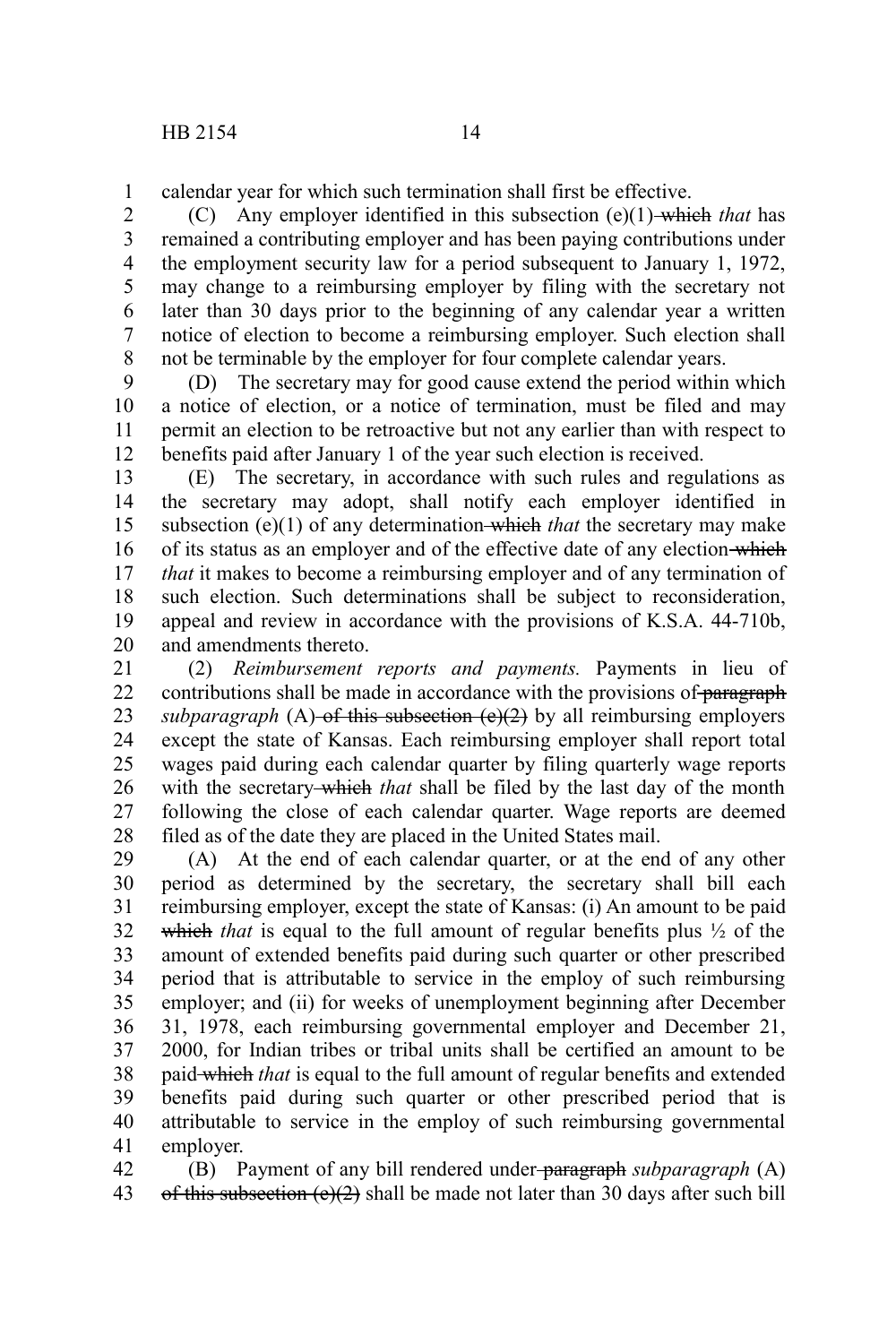calendar year for which such termination shall first be effective.

(C) Any employer identified in this subsection (e)(1) ~~which~~ *that* has remained a contributing employer and has been paying contributions under the employment security law for a period subsequent to January 1, 1972, may change to a reimbursing employer by filing with the secretary not later than 30 days prior to the beginning of any calendar year a written notice of election to become a reimbursing employer. Such election shall not be terminable by the employer for four complete calendar years.

(D) The secretary may for good cause extend the period within which a notice of election, or a notice of termination, must be filed and may permit an election to be retroactive but not any earlier than with respect to benefits paid after January 1 of the year such election is received.

(E) The secretary, in accordance with such rules and regulations as the secretary may adopt, shall notify each employer identified in subsection (e)(1) of any determination ~~which~~ *that* the secretary may make of its status as an employer and of the effective date of any election ~~which~~ *that* it makes to become a reimbursing employer and of any termination of such election. Such determinations shall be subject to reconsideration, appeal and review in accordance with the provisions of K.S.A. 44-710b, and amendments thereto.

(2) *Reimbursement reports and payments.* Payments in lieu of contributions shall be made in accordance with the provisions of ~~paragraph~~ *subparagraph* (A) ~~of this subsection (e)(2)~~ by all reimbursing employers except the state of Kansas. Each reimbursing employer shall report total wages paid during each calendar quarter by filing quarterly wage reports with the secretary ~~which~~ *that* shall be filed by the last day of the month following the close of each calendar quarter. Wage reports are deemed filed as of the date they are placed in the United States mail.

(A) At the end of each calendar quarter, or at the end of any other period as determined by the secretary, the secretary shall bill each reimbursing employer, except the state of Kansas: (i) An amount to be paid ~~which~~ *that* is equal to the full amount of regular benefits plus ½ of the amount of extended benefits paid during such quarter or other prescribed period that is attributable to service in the employ of such reimbursing employer; and (ii) for weeks of unemployment beginning after December 31, 1978, each reimbursing governmental employer and December 21, 2000, for Indian tribes or tribal units shall be certified an amount to be paid ~~which~~ *that* is equal to the full amount of regular benefits and extended benefits paid during such quarter or other prescribed period that is attributable to service in the employ of such reimbursing governmental employer.

(B) Payment of any bill rendered under ~~paragraph~~ *subparagraph* (A) ~~of this subsection (e)(2)~~ shall be made not later than 30 days after such bill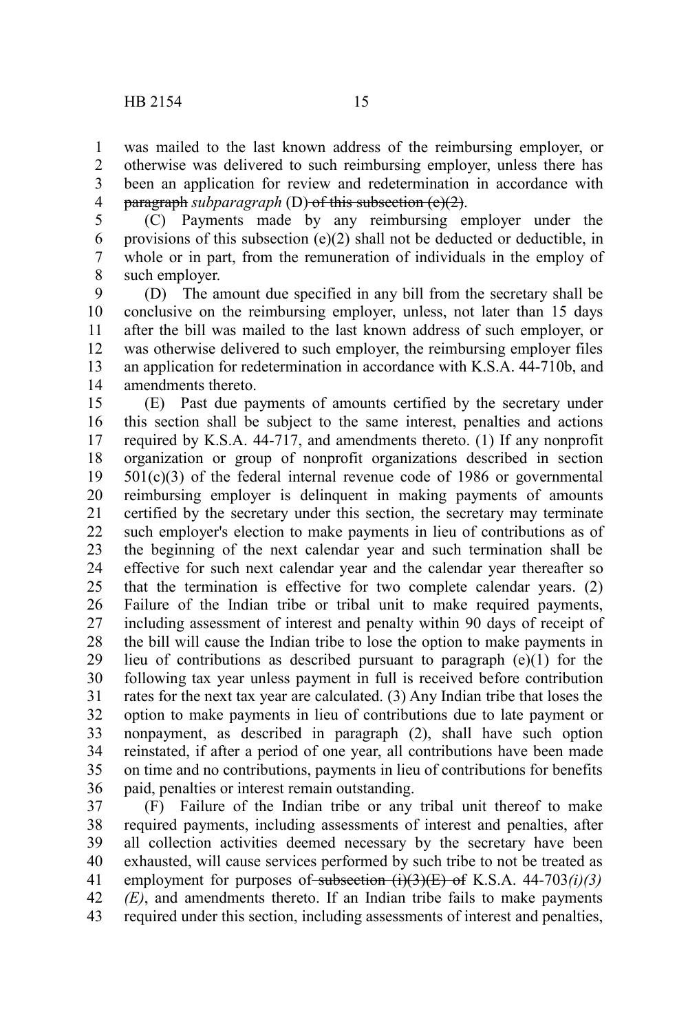was mailed to the last known address of the reimbursing employer, or otherwise was delivered to such reimbursing employer, unless there has been an application for review and redetermination in accordance with ~~paragraph~~ *subparagraph* (D)~~ of this subsection (e)(2)~~.

(C) Payments made by any reimbursing employer under the provisions of this subsection (e)(2) shall not be deducted or deductible, in whole or in part, from the remuneration of individuals in the employ of such employer.

(D) The amount due specified in any bill from the secretary shall be conclusive on the reimbursing employer, unless, not later than 15 days after the bill was mailed to the last known address of such employer, or was otherwise delivered to such employer, the reimbursing employer files an application for redetermination in accordance with K.S.A. 44-710b, and amendments thereto.

(E) Past due payments of amounts certified by the secretary under this section shall be subject to the same interest, penalties and actions required by K.S.A. 44-717, and amendments thereto. (1) If any nonprofit organization or group of nonprofit organizations described in section 501(c)(3) of the federal internal revenue code of 1986 or governmental reimbursing employer is delinquent in making payments of amounts certified by the secretary under this section, the secretary may terminate such employer's election to make payments in lieu of contributions as of the beginning of the next calendar year and such termination shall be effective for such next calendar year and the calendar year thereafter so that the termination is effective for two complete calendar years. (2) Failure of the Indian tribe or tribal unit to make required payments, including assessment of interest and penalty within 90 days of receipt of the bill will cause the Indian tribe to lose the option to make payments in lieu of contributions as described pursuant to paragraph (e)(1) for the following tax year unless payment in full is received before contribution rates for the next tax year are calculated. (3) Any Indian tribe that loses the option to make payments in lieu of contributions due to late payment or nonpayment, as described in paragraph (2), shall have such option reinstated, if after a period of one year, all contributions have been made on time and no contributions, payments in lieu of contributions for benefits paid, penalties or interest remain outstanding.

(F) Failure of the Indian tribe or any tribal unit thereof to make required payments, including assessments of interest and penalties, after all collection activities deemed necessary by the secretary have been exhausted, will cause services performed by such tribe to not be treated as employment for purposes of~~ subsection (i)(3)(E) of~~ K.S.A. 44-703*(i)(3)(E)*, and amendments thereto. If an Indian tribe fails to make payments required under this section, including assessments of interest and penalties,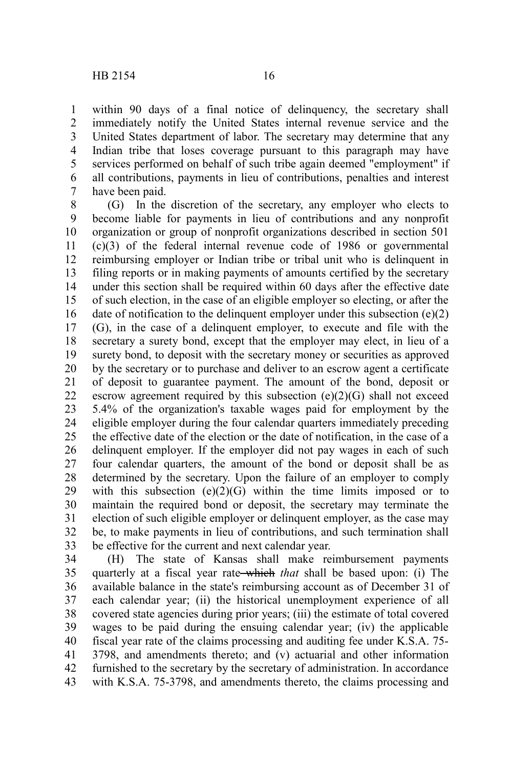within 90 days of a final notice of delinquency, the secretary shall immediately notify the United States internal revenue service and the United States department of labor. The secretary may determine that any Indian tribe that loses coverage pursuant to this paragraph may have services performed on behalf of such tribe again deemed "employment" if all contributions, payments in lieu of contributions, penalties and interest have been paid.

(G) In the discretion of the secretary, any employer who elects to become liable for payments in lieu of contributions and any nonprofit organization or group of nonprofit organizations described in section 501 (c)(3) of the federal internal revenue code of 1986 or governmental reimbursing employer or Indian tribe or tribal unit who is delinquent in filing reports or in making payments of amounts certified by the secretary under this section shall be required within 60 days after the effective date of such election, in the case of an eligible employer so electing, or after the date of notification to the delinquent employer under this subsection (e)(2)(G), in the case of a delinquent employer, to execute and file with the secretary a surety bond, except that the employer may elect, in lieu of a surety bond, to deposit with the secretary money or securities as approved by the secretary or to purchase and deliver to an escrow agent a certificate of deposit to guarantee payment. The amount of the bond, deposit or escrow agreement required by this subsection (e)(2)(G) shall not exceed 5.4% of the organization's taxable wages paid for employment by the eligible employer during the four calendar quarters immediately preceding the effective date of the election or the date of notification, in the case of a delinquent employer. If the employer did not pay wages in each of such four calendar quarters, the amount of the bond or deposit shall be as determined by the secretary. Upon the failure of an employer to comply with this subsection (e)(2)(G) within the time limits imposed or to maintain the required bond or deposit, the secretary may terminate the election of such eligible employer or delinquent employer, as the case may be, to make payments in lieu of contributions, and such termination shall be effective for the current and next calendar year.

(H) The state of Kansas shall make reimbursement payments quarterly at a fiscal year rate ~~which~~ *that* shall be based upon: (i) The available balance in the state's reimbursing account as of December 31 of each calendar year; (ii) the historical unemployment experience of all covered state agencies during prior years; (iii) the estimate of total covered wages to be paid during the ensuing calendar year; (iv) the applicable fiscal year rate of the claims processing and auditing fee under K.S.A. 75-3798, and amendments thereto; and (v) actuarial and other information furnished to the secretary by the secretary of administration. In accordance with K.S.A. 75-3798, and amendments thereto, the claims processing and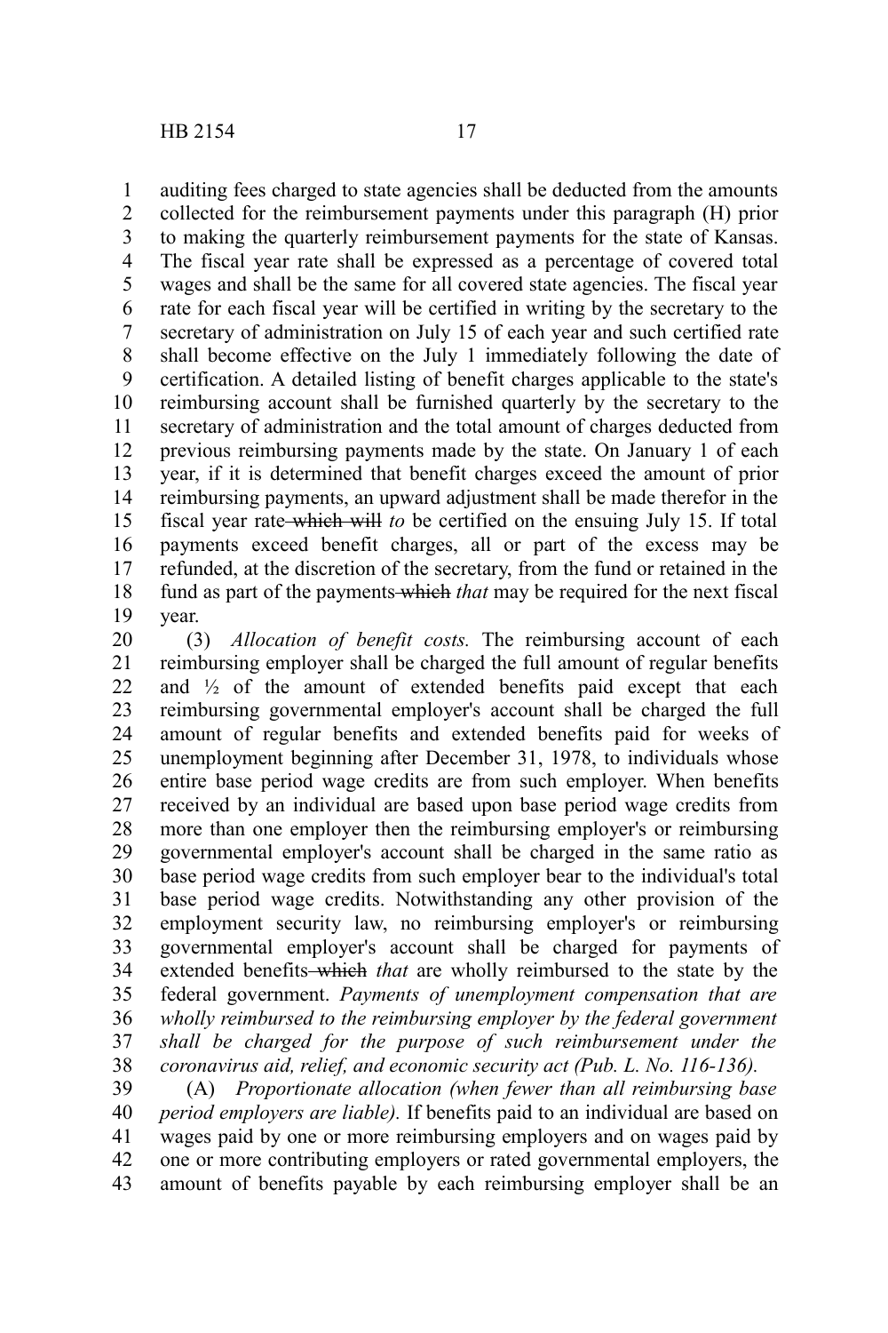auditing fees charged to state agencies shall be deducted from the amounts collected for the reimbursement payments under this paragraph (H) prior to making the quarterly reimbursement payments for the state of Kansas. The fiscal year rate shall be expressed as a percentage of covered total wages and shall be the same for all covered state agencies. The fiscal year rate for each fiscal year will be certified in writing by the secretary to the secretary of administration on July 15 of each year and such certified rate shall become effective on the July 1 immediately following the date of certification. A detailed listing of benefit charges applicable to the state's reimbursing account shall be furnished quarterly by the secretary to the secretary of administration and the total amount of charges deducted from previous reimbursing payments made by the state. On January 1 of each year, if it is determined that benefit charges exceed the amount of prior reimbursing payments, an upward adjustment shall be made therefor in the fiscal year rate ~~which will~~ *to* be certified on the ensuing July 15. If total payments exceed benefit charges, all or part of the excess may be refunded, at the discretion of the secretary, from the fund or retained in the fund as part of the payments ~~which~~ *that* may be required for the next fiscal year.

(3) *Allocation of benefit costs.* The reimbursing account of each reimbursing employer shall be charged the full amount of regular benefits and ½ of the amount of extended benefits paid except that each reimbursing governmental employer's account shall be charged the full amount of regular benefits and extended benefits paid for weeks of unemployment beginning after December 31, 1978, to individuals whose entire base period wage credits are from such employer. When benefits received by an individual are based upon base period wage credits from more than one employer then the reimbursing employer's or reimbursing governmental employer's account shall be charged in the same ratio as base period wage credits from such employer bear to the individual's total base period wage credits. Notwithstanding any other provision of the employment security law, no reimbursing employer's or reimbursing governmental employer's account shall be charged for payments of extended benefits ~~which~~ *that* are wholly reimbursed to the state by the federal government. *Payments of unemployment compensation that are wholly reimbursed to the reimbursing employer by the federal government shall be charged for the purpose of such reimbursement under the coronavirus aid, relief, and economic security act (Pub. L. No. 116-136).*

(A) *Proportionate allocation (when fewer than all reimbursing base period employers are liable).* If benefits paid to an individual are based on wages paid by one or more reimbursing employers and on wages paid by one or more contributing employers or rated governmental employers, the amount of benefits payable by each reimbursing employer shall be an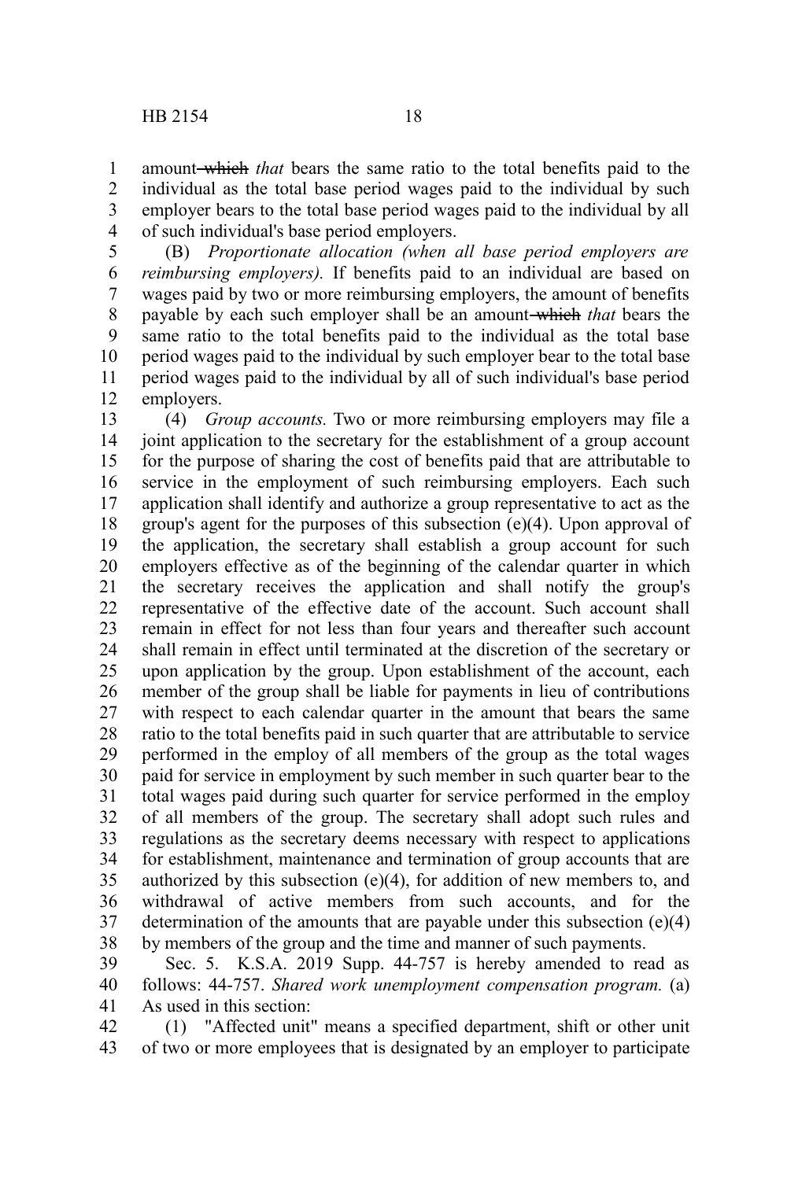amount ~~which~~ *that* bears the same ratio to the total benefits paid to the individual as the total base period wages paid to the individual by such employer bears to the total base period wages paid to the individual by all of such individual's base period employers.

(B) *Proportionate allocation (when all base period employers are reimbursing employers).* If benefits paid to an individual are based on wages paid by two or more reimbursing employers, the amount of benefits payable by each such employer shall be an amount ~~which~~ *that* bears the same ratio to the total benefits paid to the individual as the total base period wages paid to the individual by such employer bear to the total base period wages paid to the individual by all of such individual's base period employers.

(4) *Group accounts.* Two or more reimbursing employers may file a joint application to the secretary for the establishment of a group account for the purpose of sharing the cost of benefits paid that are attributable to service in the employment of such reimbursing employers. Each such application shall identify and authorize a group representative to act as the group's agent for the purposes of this subsection (e)(4). Upon approval of the application, the secretary shall establish a group account for such employers effective as of the beginning of the calendar quarter in which the secretary receives the application and shall notify the group's representative of the effective date of the account. Such account shall remain in effect for not less than four years and thereafter such account shall remain in effect until terminated at the discretion of the secretary or upon application by the group. Upon establishment of the account, each member of the group shall be liable for payments in lieu of contributions with respect to each calendar quarter in the amount that bears the same ratio to the total benefits paid in such quarter that are attributable to service performed in the employ of all members of the group as the total wages paid for service in employment by such member in such quarter bear to the total wages paid during such quarter for service performed in the employ of all members of the group. The secretary shall adopt such rules and regulations as the secretary deems necessary with respect to applications for establishment, maintenance and termination of group accounts that are authorized by this subsection (e)(4), for addition of new members to, and withdrawal of active members from such accounts, and for the determination of the amounts that are payable under this subsection (e)(4) by members of the group and the time and manner of such payments.

Sec. 5. K.S.A. 2019 Supp. 44-757 is hereby amended to read as follows: 44-757. *Shared work unemployment compensation program.* (a) As used in this section:

(1) "Affected unit" means a specified department, shift or other unit of two or more employees that is designated by an employer to participate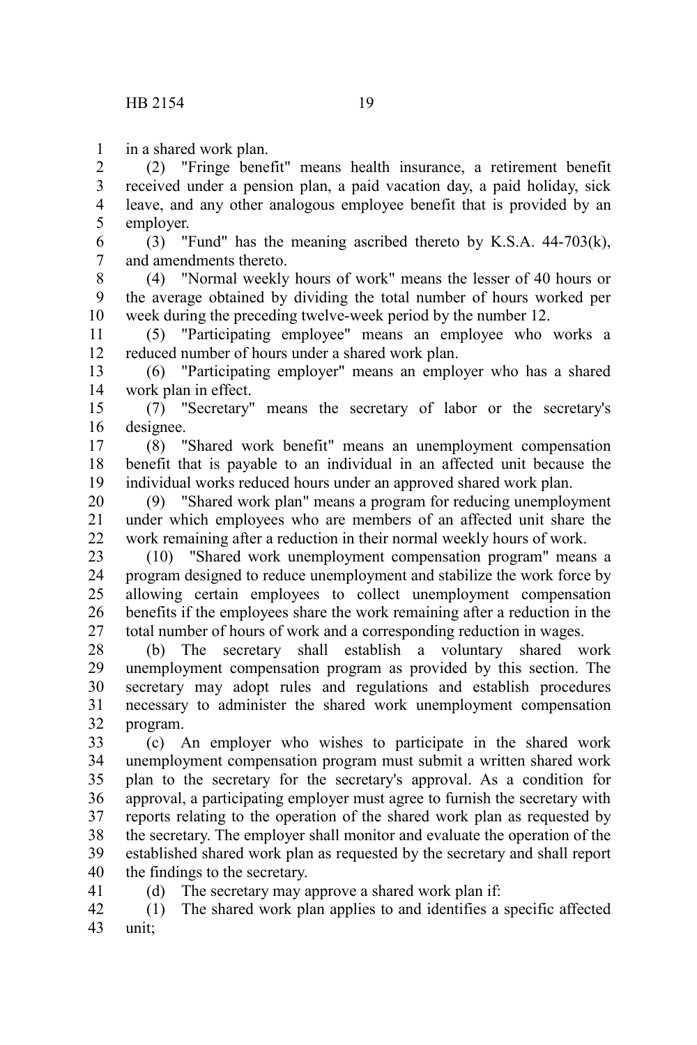in a shared work plan.

(2) "Fringe benefit" means health insurance, a retirement benefit received under a pension plan, a paid vacation day, a paid holiday, sick leave, and any other analogous employee benefit that is provided by an employer.

(3) "Fund" has the meaning ascribed thereto by K.S.A. 44-703(k), and amendments thereto.

(4) "Normal weekly hours of work" means the lesser of 40 hours or the average obtained by dividing the total number of hours worked per week during the preceding twelve-week period by the number 12.

(5) "Participating employee" means an employee who works a reduced number of hours under a shared work plan.

(6) "Participating employer" means an employer who has a shared work plan in effect.

(7) "Secretary" means the secretary of labor or the secretary's designee.

(8) "Shared work benefit" means an unemployment compensation benefit that is payable to an individual in an affected unit because the individual works reduced hours under an approved shared work plan.

(9) "Shared work plan" means a program for reducing unemployment under which employees who are members of an affected unit share the work remaining after a reduction in their normal weekly hours of work.

(10) "Shared work unemployment compensation program" means a program designed to reduce unemployment and stabilize the work force by allowing certain employees to collect unemployment compensation benefits if the employees share the work remaining after a reduction in the total number of hours of work and a corresponding reduction in wages.

(b) The secretary shall establish a voluntary shared work unemployment compensation program as provided by this section. The secretary may adopt rules and regulations and establish procedures necessary to administer the shared work unemployment compensation program.

(c) An employer who wishes to participate in the shared work unemployment compensation program must submit a written shared work plan to the secretary for the secretary's approval. As a condition for approval, a participating employer must agree to furnish the secretary with reports relating to the operation of the shared work plan as requested by the secretary. The employer shall monitor and evaluate the operation of the established shared work plan as requested by the secretary and shall report the findings to the secretary.

(d) The secretary may approve a shared work plan if:

(1) The shared work plan applies to and identifies a specific affected unit;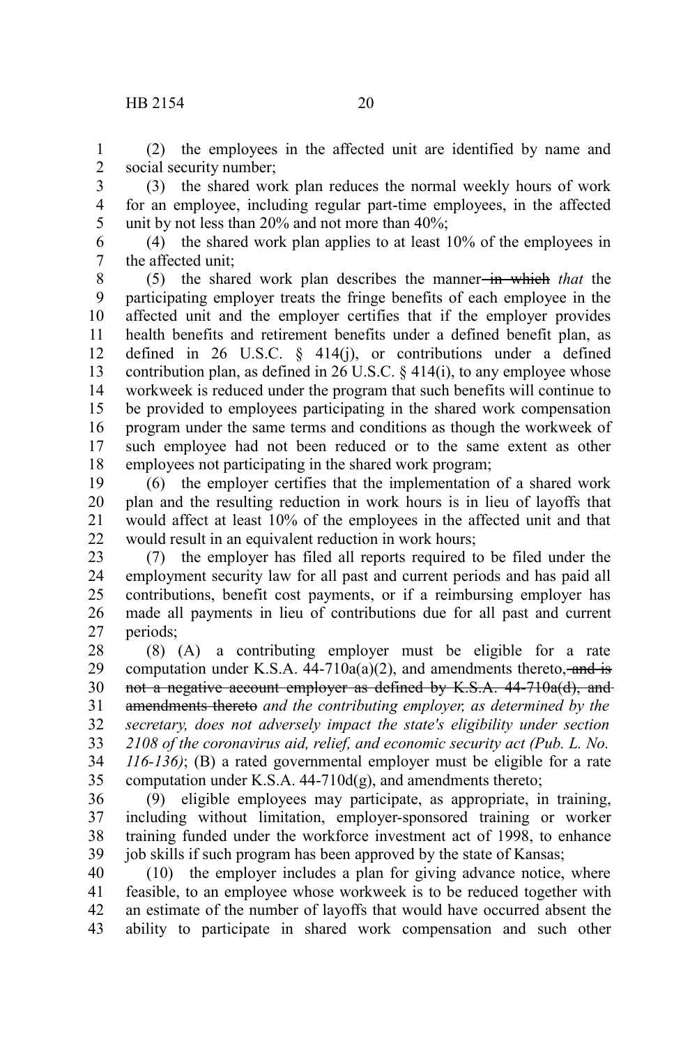(2) the employees in the affected unit are identified by name and social security number;

(3) the shared work plan reduces the normal weekly hours of work for an employee, including regular part-time employees, in the affected unit by not less than 20% and not more than 40%;

(4) the shared work plan applies to at least 10% of the employees in the affected unit;

(5) the shared work plan describes the manner ~~in which~~ *that* the participating employer treats the fringe benefits of each employee in the affected unit and the employer certifies that if the employer provides health benefits and retirement benefits under a defined benefit plan, as defined in 26 U.S.C. § 414(j), or contributions under a defined contribution plan, as defined in 26 U.S.C. § 414(i), to any employee whose workweek is reduced under the program that such benefits will continue to be provided to employees participating in the shared work compensation program under the same terms and conditions as though the workweek of such employee had not been reduced or to the same extent as other employees not participating in the shared work program;

(6) the employer certifies that the implementation of a shared work plan and the resulting reduction in work hours is in lieu of layoffs that would affect at least 10% of the employees in the affected unit and that would result in an equivalent reduction in work hours;

(7) the employer has filed all reports required to be filed under the employment security law for all past and current periods and has paid all contributions, benefit cost payments, or if a reimbursing employer has made all payments in lieu of contributions due for all past and current periods;

(8) (A) a contributing employer must be eligible for a rate computation under K.S.A. 44-710a(a)(2), and amendments thereto~~, and is not a negative account employer as defined by K.S.A. 44-710a(d), and amendments thereto~~ *and the contributing employer, as determined by the secretary, does not adversely impact the state's eligibility under section 2108 of the coronavirus aid, relief, and economic security act (Pub. L. No. 116-136)*; (B) a rated governmental employer must be eligible for a rate computation under K.S.A. 44-710d(g), and amendments thereto;

(9) eligible employees may participate, as appropriate, in training, including without limitation, employer-sponsored training or worker training funded under the workforce investment act of 1998, to enhance job skills if such program has been approved by the state of Kansas;

(10) the employer includes a plan for giving advance notice, where feasible, to an employee whose workweek is to be reduced together with an estimate of the number of layoffs that would have occurred absent the ability to participate in shared work compensation and such other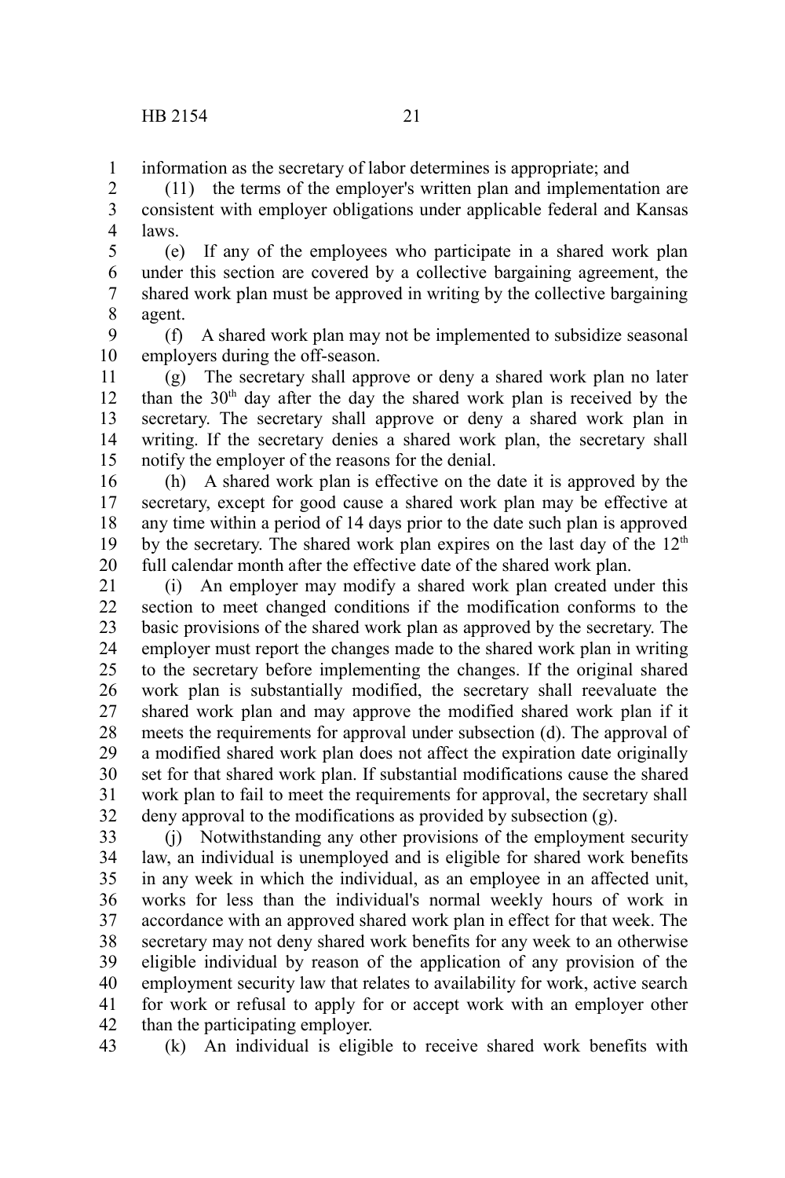information as the secretary of labor determines is appropriate; and

(11) the terms of the employer's written plan and implementation are consistent with employer obligations under applicable federal and Kansas laws.

(e) If any of the employees who participate in a shared work plan under this section are covered by a collective bargaining agreement, the shared work plan must be approved in writing by the collective bargaining agent.

(f) A shared work plan may not be implemented to subsidize seasonal employers during the off-season.

(g) The secretary shall approve or deny a shared work plan no later than the 30th day after the day the shared work plan is received by the secretary. The secretary shall approve or deny a shared work plan in writing. If the secretary denies a shared work plan, the secretary shall notify the employer of the reasons for the denial.

(h) A shared work plan is effective on the date it is approved by the secretary, except for good cause a shared work plan may be effective at any time within a period of 14 days prior to the date such plan is approved by the secretary. The shared work plan expires on the last day of the 12th full calendar month after the effective date of the shared work plan.

(i) An employer may modify a shared work plan created under this section to meet changed conditions if the modification conforms to the basic provisions of the shared work plan as approved by the secretary. The employer must report the changes made to the shared work plan in writing to the secretary before implementing the changes. If the original shared work plan is substantially modified, the secretary shall reevaluate the shared work plan and may approve the modified shared work plan if it meets the requirements for approval under subsection (d). The approval of a modified shared work plan does not affect the expiration date originally set for that shared work plan. If substantial modifications cause the shared work plan to fail to meet the requirements for approval, the secretary shall deny approval to the modifications as provided by subsection (g).

(j) Notwithstanding any other provisions of the employment security law, an individual is unemployed and is eligible for shared work benefits in any week in which the individual, as an employee in an affected unit, works for less than the individual's normal weekly hours of work in accordance with an approved shared work plan in effect for that week. The secretary may not deny shared work benefits for any week to an otherwise eligible individual by reason of the application of any provision of the employment security law that relates to availability for work, active search for work or refusal to apply for or accept work with an employer other than the participating employer.

(k) An individual is eligible to receive shared work benefits with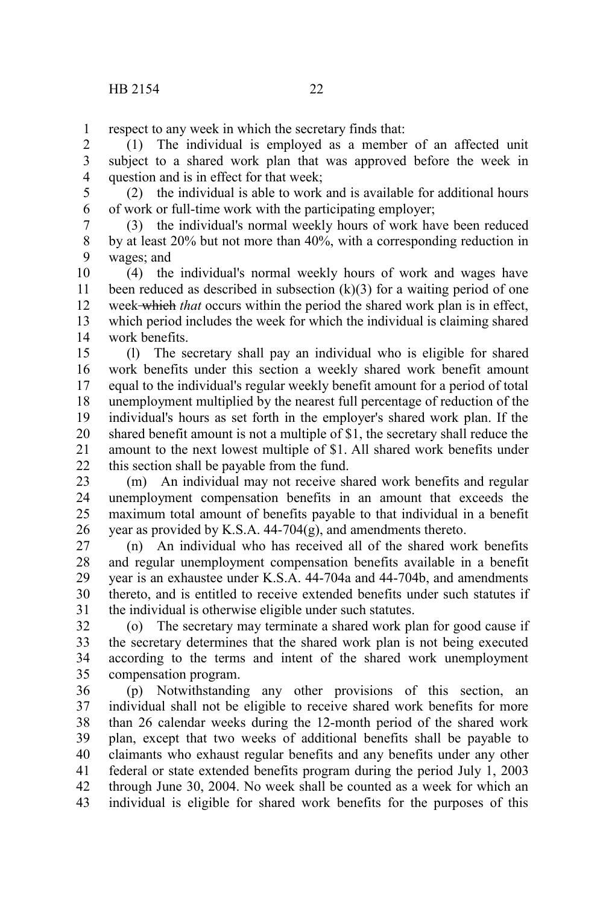respect to any week in which the secretary finds that:

(1) The individual is employed as a member of an affected unit subject to a shared work plan that was approved before the week in question and is in effect for that week;

(2) the individual is able to work and is available for additional hours of work or full-time work with the participating employer;

(3) the individual's normal weekly hours of work have been reduced by at least 20% but not more than 40%, with a corresponding reduction in wages; and

(4) the individual's normal weekly hours of work and wages have been reduced as described in subsection (k)(3) for a waiting period of one week ~~which~~ *that* occurs within the period the shared work plan is in effect, which period includes the week for which the individual is claiming shared work benefits.

(l) The secretary shall pay an individual who is eligible for shared work benefits under this section a weekly shared work benefit amount equal to the individual's regular weekly benefit amount for a period of total unemployment multiplied by the nearest full percentage of reduction of the individual's hours as set forth in the employer's shared work plan. If the shared benefit amount is not a multiple of $1, the secretary shall reduce the amount to the next lowest multiple of $1. All shared work benefits under this section shall be payable from the fund.

(m) An individual may not receive shared work benefits and regular unemployment compensation benefits in an amount that exceeds the maximum total amount of benefits payable to that individual in a benefit year as provided by K.S.A. 44-704(g), and amendments thereto.

(n) An individual who has received all of the shared work benefits and regular unemployment compensation benefits available in a benefit year is an exhaustee under K.S.A. 44-704a and 44-704b, and amendments thereto, and is entitled to receive extended benefits under such statutes if the individual is otherwise eligible under such statutes.

(o) The secretary may terminate a shared work plan for good cause if the secretary determines that the shared work plan is not being executed according to the terms and intent of the shared work unemployment compensation program.

(p) Notwithstanding any other provisions of this section, an individual shall not be eligible to receive shared work benefits for more than 26 calendar weeks during the 12-month period of the shared work plan, except that two weeks of additional benefits shall be payable to claimants who exhaust regular benefits and any benefits under any other federal or state extended benefits program during the period July 1, 2003 through June 30, 2004. No week shall be counted as a week for which an individual is eligible for shared work benefits for the purposes of this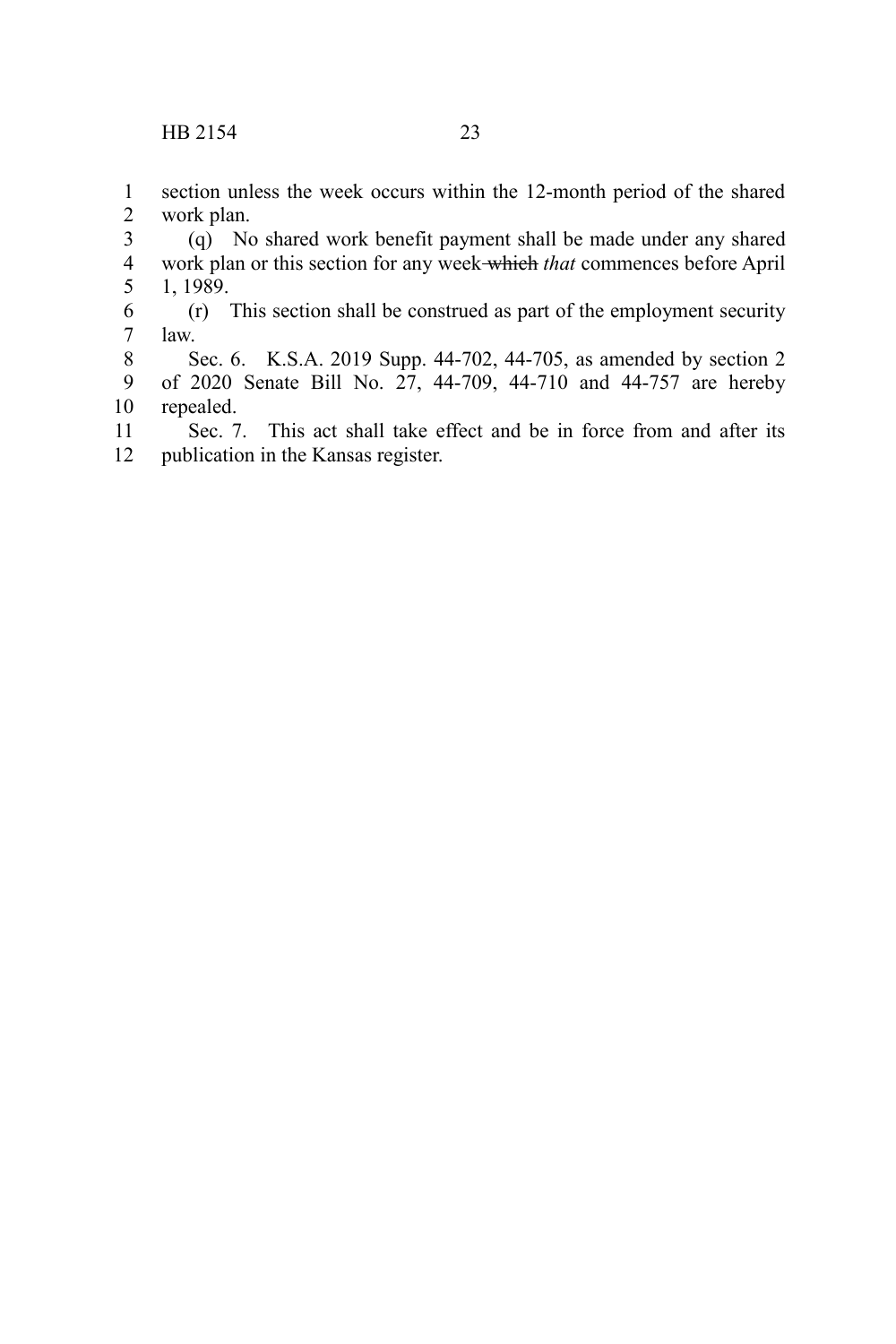section unless the week occurs within the 12-month period of the shared work plan.

(q) No shared work benefit payment shall be made under any shared work plan or this section for any week ~~which~~ *that* commences before April 1, 1989.

(r) This section shall be construed as part of the employment security law.

Sec. 6. K.S.A. 2019 Supp. 44-702, 44-705, as amended by section 2 of 2020 Senate Bill No. 27, 44-709, 44-710 and 44-757 are hereby repealed.

Sec. 7. This act shall take effect and be in force from and after its publication in the Kansas register.